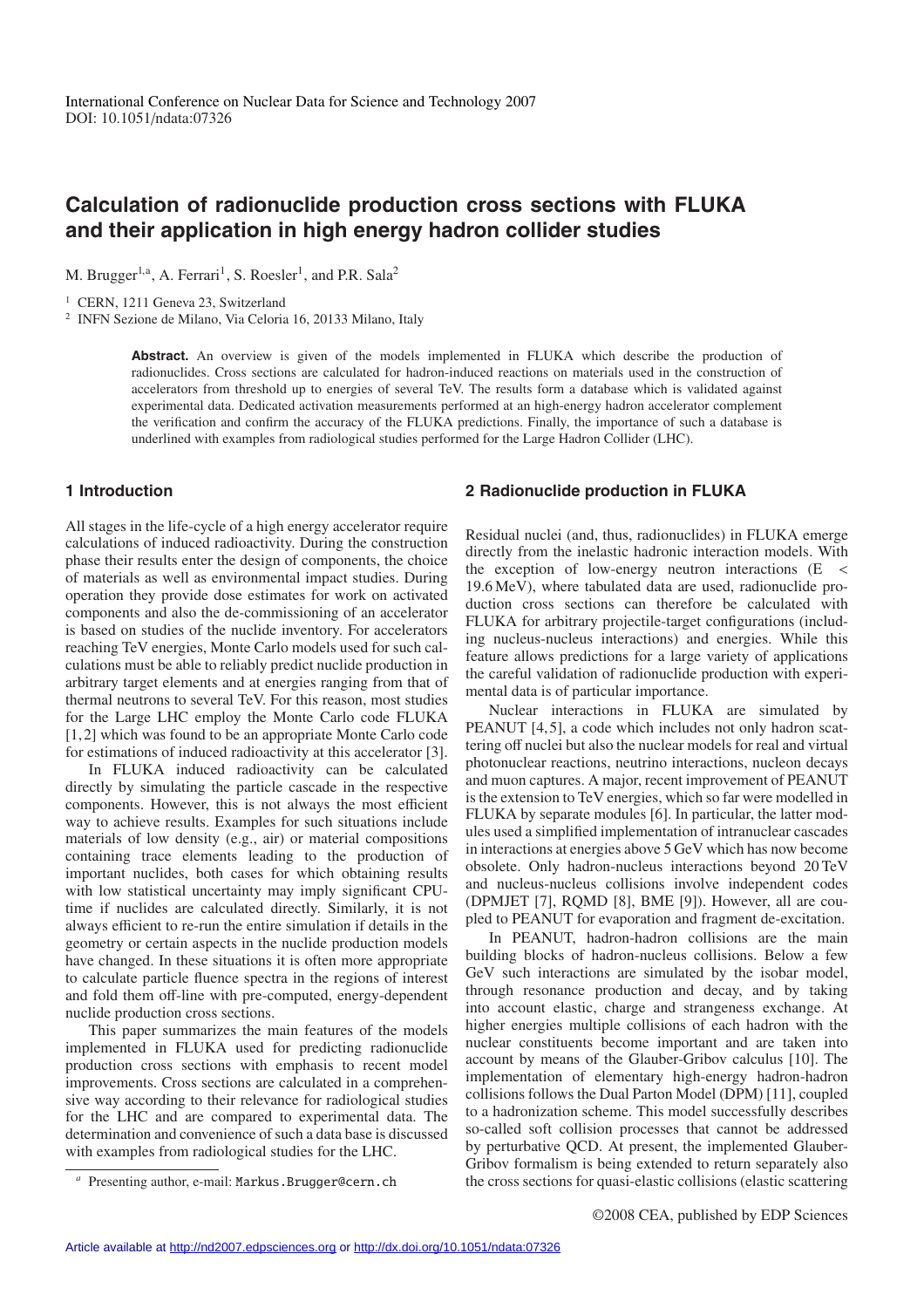International Conference on Nuclear Data for Science and Technology 2007
DOI: 10.1051/ndata:07326

# Calculation of radionuclide production cross sections with FLUKA and their application in high energy hadron collider studies

M. Brugger[1,a], A. Ferrari[1], S. Roesler[1], and P.R. Sala[2]

[1] CERN, 1211 Geneva 23, Switzerland
[2] INFN Sezione de Milano, Via Celoria 16, 20133 Milano, Italy

**Abstract.** An overview is given of the models implemented in FLUKA which describe the production of radionuclides. Cross sections are calculated for hadron-induced reactions on materials used in the construction of accelerators from threshold up to energies of several TeV. The results form a database which is validated against experimental data. Dedicated activation measurements performed at an high-energy hadron accelerator complement the verification and confirm the accuracy of the FLUKA predictions. Finally, the importance of such a database is underlined with examples from radiological studies performed for the Large Hadron Collider (LHC).

## 1 Introduction

All stages in the life-cycle of a high energy accelerator require calculations of induced radioactivity. During the construction phase their results enter the design of components, the choice of materials as well as environmental impact studies. During operation they provide dose estimates for work on activated components and also the de-commissioning of an accelerator is based on studies of the nuclide inventory. For accelerators reaching TeV energies, Monte Carlo models used for such calculations must be able to reliably predict nuclide production in arbitrary target elements and at energies ranging from that of thermal neutrons to several TeV. For this reason, most studies for the Large LHC employ the Monte Carlo code FLUKA [1,2] which was found to be an appropriate Monte Carlo code for estimations of induced radioactivity at this accelerator [3].

In FLUKA induced radioactivity can be calculated directly by simulating the particle cascade in the respective components. However, this is not always the most efficient way to achieve results. Examples for such situations include materials of low density (e.g., air) or material compositions containing trace elements leading to the production of important nuclides, both cases for which obtaining results with low statistical uncertainty may imply significant CPU-time if nuclides are calculated directly. Similarly, it is not always efficient to re-run the entire simulation if details in the geometry or certain aspects in the nuclide production models have changed. In these situations it is often more appropriate to calculate particle fluence spectra in the regions of interest and fold them off-line with pre-computed, energy-dependent nuclide production cross sections.

This paper summarizes the main features of the models implemented in FLUKA used for predicting radionuclide production cross sections with emphasis to recent model improvements. Cross sections are calculated in a comprehensive way according to their relevance for radiological studies for the LHC and are compared to experimental data. The determination and convenience of such a data base is discussed with examples from radiological studies for the LHC.

## 2 Radionuclide production in FLUKA

Residual nuclei (and, thus, radionuclides) in FLUKA emerge directly from the inelastic hadronic interaction models. With the exception of low-energy neutron interactions ($E < 19.6$ MeV), where tabulated data are used, radionuclide production cross sections can therefore be calculated with FLUKA for arbitrary projectile-target configurations (including nucleus-nucleus interactions) and energies. While this feature allows predictions for a large variety of applications the careful validation of radionuclide production with experimental data is of particular importance.

Nuclear interactions in FLUKA are simulated by PEANUT [4,5], a code which includes not only hadron scattering off nuclei but also the nuclear models for real and virtual photonuclear reactions, neutrino interactions, nucleon decays and muon captures. A major, recent improvement of PEANUT is the extension to TeV energies, which so far were modelled in FLUKA by separate modules [6]. In particular, the latter modules used a simplified implementation of intranuclear cascades in interactions at energies above 5 GeV which has now become obsolete. Only hadron-nucleus interactions beyond 20 TeV and nucleus-nucleus collisions involve independent codes (DPMJET [7], RQMD [8], BME [9]). However, all are coupled to PEANUT for evaporation and fragment de-excitation.

In PEANUT, hadron-hadron collisions are the main building blocks of hadron-nucleus collisions. Below a few GeV such interactions are simulated by the isobar model, through resonance production and decay, and by taking into account elastic, charge and strangeness exchange. At higher energies multiple collisions of each hadron with the nuclear constituents become important and are taken into account by means of the Glauber-Gribov calculus [10]. The implementation of elementary high-energy hadron-hadron collisions follows the Dual Parton Model (DPM) [11], coupled to a hadronization scheme. This model successfully describes so-called soft collision processes that cannot be addressed by perturbative QCD. At present, the implemented Glauber-Gribov formalism is being extended to return separately also the cross sections for quasi-elastic collisions (elastic scattering

[a] Presenting author, e-mail: Markus.Brugger@cern.ch

©2008 CEA, published by EDP Sciences

Article available at http://nd2007.edpsciences.org or http://dx.doi.org/10.1051/ndata:07326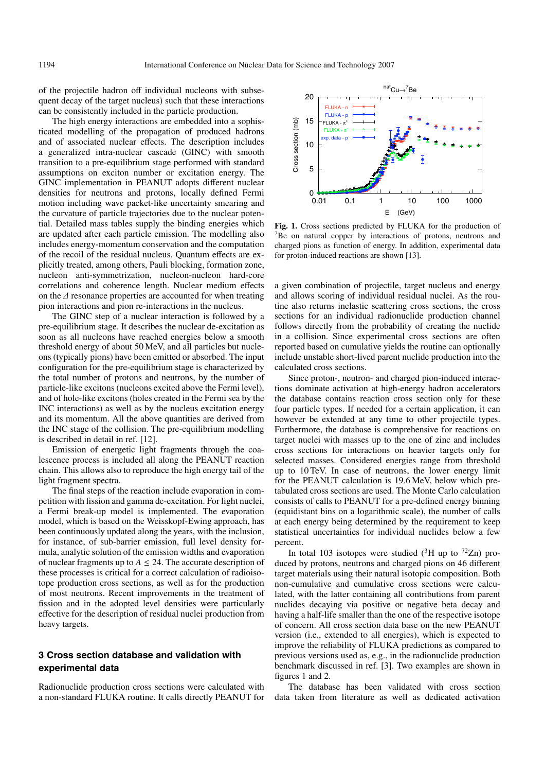of the projectile hadron off individual nucleons with subsequent decay of the target nucleus) such that these interactions can be consistently included in the particle production.

The high energy interactions are embedded into a sophisticated modelling of the propagation of produced hadrons and of associated nuclear effects. The description includes a generalized intra-nuclear cascade (GINC) with smooth transition to a pre-equilibrium stage performed with standard assumptions on exciton number or excitation energy. The GINC implementation in PEANUT adopts different nuclear densities for neutrons and protons, locally defined Fermi motion including wave packet-like uncertainty smearing and the curvature of particle trajectories due to the nuclear potential. Detailed mass tables supply the binding energies which are updated after each particle emission. The modelling also includes energy-momentum conservation and the computation of the recoil of the residual nucleus. Quantum effects are explicitly treated, among others, Pauli blocking, formation zone, nucleon anti-symmetrization, nucleon-nucleon hard-core correlations and coherence length. Nuclear medium effects on the $\Delta$ resonance properties are accounted for when treating pion interactions and pion re-interactions in the nucleus.

The GINC step of a nuclear interaction is followed by a pre-equilibrium stage. It describes the nuclear de-excitation as soon as all nucleons have reached energies below a smooth threshold energy of about 50 MeV, and all particles but nucleons (typically pions) have been emitted or absorbed. The input configuration for the pre-equilibrium stage is characterized by the total number of protons and neutrons, by the number of particle-like excitons (nucleons excited above the Fermi level), and of hole-like excitons (holes created in the Fermi sea by the INC interactions) as well as by the nucleus excitation energy and its momentum. All the above quantities are derived from the INC stage of the collision. The pre-equilibrium modelling is described in detail in ref. [12].

Emission of energetic light fragments through the coalescence process is included all along the PEANUT reaction chain. This allows also to reproduce the high energy tail of the light fragment spectra.

The final steps of the reaction include evaporation in competition with fission and gamma de-excitation. For light nuclei, a Fermi break-up model is implemented. The evaporation model, which is based on the Weisskopf-Ewing approach, has been continuously updated along the years, with the inclusion, for instance, of sub-barrier emission, full level density formula, analytic solution of the emission widths and evaporation of nuclear fragments up to $A \leq 24$. The accurate description of these processes is critical for a correct calculation of radioisotope production cross sections, as well as for the production of most neutrons. Recent improvements in the treatment of fission and in the adopted level densities were particularly effective for the description of residual nuclei production from heavy targets.

## 3 Cross section database and validation with experimental data

Radionuclide production cross sections were calculated with a non-standard FLUKA routine. It calls directly PEANUT for a given combination of projectile, target nucleus and energy and allows scoring of individual residual nuclei. As the routine also returns inelastic scattering cross sections, the cross sections for an individual radionuclide production channel follows directly from the probability of creating the nuclide in a collision. Since experimental cross sections are often reported based on cumulative yields the routine can optionally include unstable short-lived parent nuclide production into the calculated cross sections.

**Fig. 1.** Cross sections predicted by FLUKA for the production of $^{7}$Be on natural copper by interactions of protons, neutrons and charged pions as function of energy. In addition, experimental data for proton-induced reactions are shown [13].

Since proton-, neutron- and charged pion-induced interactions dominate activation at high-energy hadron accelerators the database contains reaction cross section only for these four particle types. If needed for a certain application, it can however be extended at any time to other projectile types. Furthermore, the database is comprehensive for reactions on target nuclei with masses up to the one of zinc and includes cross sections for interactions on heavier targets only for selected masses. Considered energies range from threshold up to 10 TeV. In case of neutrons, the lower energy limit for the PEANUT calculation is 19.6 MeV, below which pre-tabulated cross sections are used. The Monte Carlo calculation consists of calls to PEANUT for a pre-defined energy binning (equidistant bins on a logarithmic scale), the number of calls at each energy being determined by the requirement to keep statistical uncertainties for individual nuclides below a few percent.

In total 103 isotopes were studied ($^{3}$H up to $^{72}$Zn) produced by protons, neutrons and charged pions on 46 different target materials using their natural isotopic composition. Both non-cumulative and cumulative cross sections were calculated, with the latter containing all contributions from parent nuclides decaying via positive or negative beta decay and having a half-life smaller than the one of the respective isotope of concern. All cross section data base on the new PEANUT version (i.e., extended to all energies), which is expected to improve the reliability of FLUKA predictions as compared to previous versions used as, e.g., in the radionuclide production benchmark discussed in ref. [3]. Two examples are shown in figures 1 and 2.

The database has been validated with cross section data taken from literature as well as dedicated activation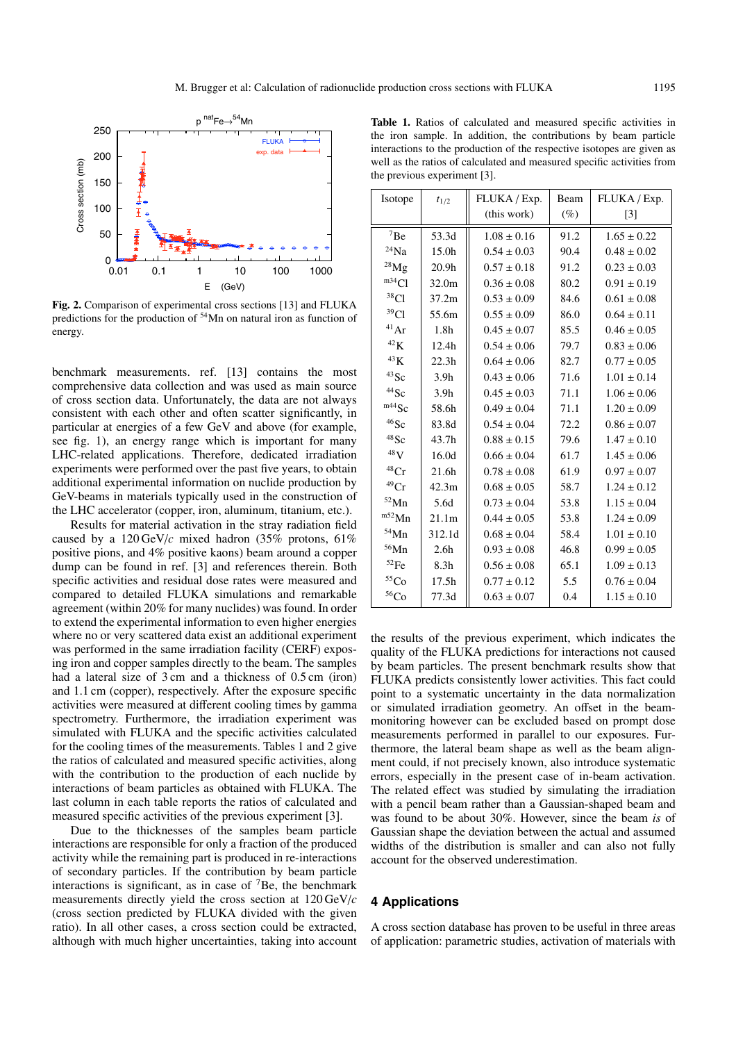Fig. 2. Comparison of experimental cross sections [13] and FLUKA predictions for the production of $^{54}$Mn on natural iron as function of energy.

benchmark measurements. ref. [13] contains the most comprehensive data collection and was used as main source of cross section data. Unfortunately, the data are not always consistent with each other and often scatter significantly, in particular at energies of a few GeV and above (for example, see fig. 1), an energy range which is important for many LHC-related applications. Therefore, dedicated irradiation experiments were performed over the past five years, to obtain additional experimental information on nuclide production by GeV-beams in materials typically used in the construction of the LHC accelerator (copper, iron, aluminum, titanium, etc.).

Results for material activation in the stray radiation field caused by a 120 GeV/$c$ mixed hadron (35% protons, 61% positive pions, and 4% positive kaons) beam around a copper dump can be found in ref. [3] and references therein. Both specific activities and residual dose rates were measured and compared to detailed FLUKA simulations and remarkable agreement (within 20% for many nuclides) was found. In order to extend the experimental information to even higher energies where no or very scattered data exist an additional experiment was performed in the same irradiation facility (CERF) exposing iron and copper samples directly to the beam. The samples had a lateral size of 3 cm and a thickness of 0.5 cm (iron) and 1.1 cm (copper), respectively. After the exposure specific activities were measured at different cooling times by gamma spectrometry. Furthermore, the irradiation experiment was simulated with FLUKA and the specific activities calculated for the cooling times of the measurements. Tables 1 and 2 give the ratios of calculated and measured specific activities, along with the contribution to the production of each nuclide by interactions of beam particles as obtained with FLUKA. The last column in each table reports the ratios of calculated and measured specific activities of the previous experiment [3].

Due to the thicknesses of the samples beam particle interactions are responsible for only a fraction of the produced activity while the remaining part is produced in re-interactions of secondary particles. If the contribution by beam particle interactions is significant, as in case of $^{7}$Be, the benchmark measurements directly yield the cross section at 120 GeV/$c$ (cross section predicted by FLUKA divided with the given ratio). In all other cases, a cross section could be extracted, although with much higher uncertainties, taking into account

**Table 1.** Ratios of calculated and measured specific activities in the iron sample. In addition, the contributions by beam particle interactions to the production of the respective isotopes are given as well as the ratios of calculated and measured specific activities from the previous experiment [3].

| Isotope | $t_{1/2}$ | FLUKA / Exp. (this work) | Beam (%) | FLUKA / Exp. [3] |
|---|---|---|---|---|
| $^{7}$Be | 53.3d | 1.08 ± 0.16 | 91.2 | 1.65 ± 0.22 |
| $^{24}$Na | 15.0h | 0.54 ± 0.03 | 90.4 | 0.48 ± 0.02 |
| $^{28}$Mg | 20.9h | 0.57 ± 0.18 | 91.2 | 0.23 ± 0.03 |
| $^{m34}$Cl | 32.0m | 0.36 ± 0.08 | 80.2 | 0.91 ± 0.19 |
| $^{38}$Cl | 37.2m | 0.53 ± 0.09 | 84.6 | 0.61 ± 0.08 |
| $^{39}$Cl | 55.6m | 0.55 ± 0.09 | 86.0 | 0.64 ± 0.11 |
| $^{41}$Ar | 1.8h | 0.45 ± 0.07 | 85.5 | 0.46 ± 0.05 |
| $^{42}$K | 12.4h | 0.54 ± 0.06 | 79.7 | 0.83 ± 0.06 |
| $^{43}$K | 22.3h | 0.64 ± 0.06 | 82.7 | 0.77 ± 0.05 |
| $^{43}$Sc | 3.9h | 0.43 ± 0.06 | 71.6 | 1.01 ± 0.14 |
| $^{44}$Sc | 3.9h | 0.45 ± 0.03 | 71.1 | 1.06 ± 0.06 |
| $^{m44}$Sc | 58.6h | 0.49 ± 0.04 | 71.1 | 1.20 ± 0.09 |
| $^{46}$Sc | 83.8d | 0.54 ± 0.04 | 72.2 | 0.86 ± 0.07 |
| $^{48}$Sc | 43.7h | 0.88 ± 0.15 | 79.6 | 1.47 ± 0.10 |
| $^{48}$V | 16.0d | 0.66 ± 0.04 | 61.7 | 1.45 ± 0.06 |
| $^{48}$Cr | 21.6h | 0.78 ± 0.08 | 61.9 | 0.97 ± 0.07 |
| $^{49}$Cr | 42.3m | 0.68 ± 0.05 | 58.7 | 1.24 ± 0.12 |
| $^{52}$Mn | 5.6d | 0.73 ± 0.04 | 53.8 | 1.15 ± 0.04 |
| $^{m52}$Mn | 21.1m | 0.44 ± 0.05 | 53.8 | 1.24 ± 0.09 |
| $^{54}$Mn | 312.1d | 0.68 ± 0.04 | 58.4 | 1.01 ± 0.10 |
| $^{56}$Mn | 2.6h | 0.93 ± 0.08 | 46.8 | 0.99 ± 0.05 |
| $^{52}$Fe | 8.3h | 0.56 ± 0.08 | 65.1 | 1.09 ± 0.13 |
| $^{55}$Co | 17.5h | 0.77 ± 0.12 | 5.5 | 0.76 ± 0.04 |
| $^{56}$Co | 77.3d | 0.63 ± 0.07 | 0.4 | 1.15 ± 0.10 |

the results of the previous experiment, which indicates the quality of the FLUKA predictions for interactions not caused by beam particles. The present benchmark results show that FLUKA predicts consistently lower activities. This fact could point to a systematic uncertainty in the data normalization or simulated irradiation geometry. An offset in the beam-monitoring however can be excluded based on prompt dose measurements performed in parallel to our exposures. Furthermore, the lateral beam shape as well as the beam alignment could, if not precisely known, also introduce systematic errors, especially in the present case of in-beam activation. The related effect was studied by simulating the irradiation with a pencil beam rather than a Gaussian-shaped beam and was found to be about 30%. However, since the beam *is* of Gaussian shape the deviation between the actual and assumed widths of the distribution is smaller and can also not fully account for the observed underestimation.

## 4 Applications

A cross section database has proven to be useful in three areas of application: parametric studies, activation of materials with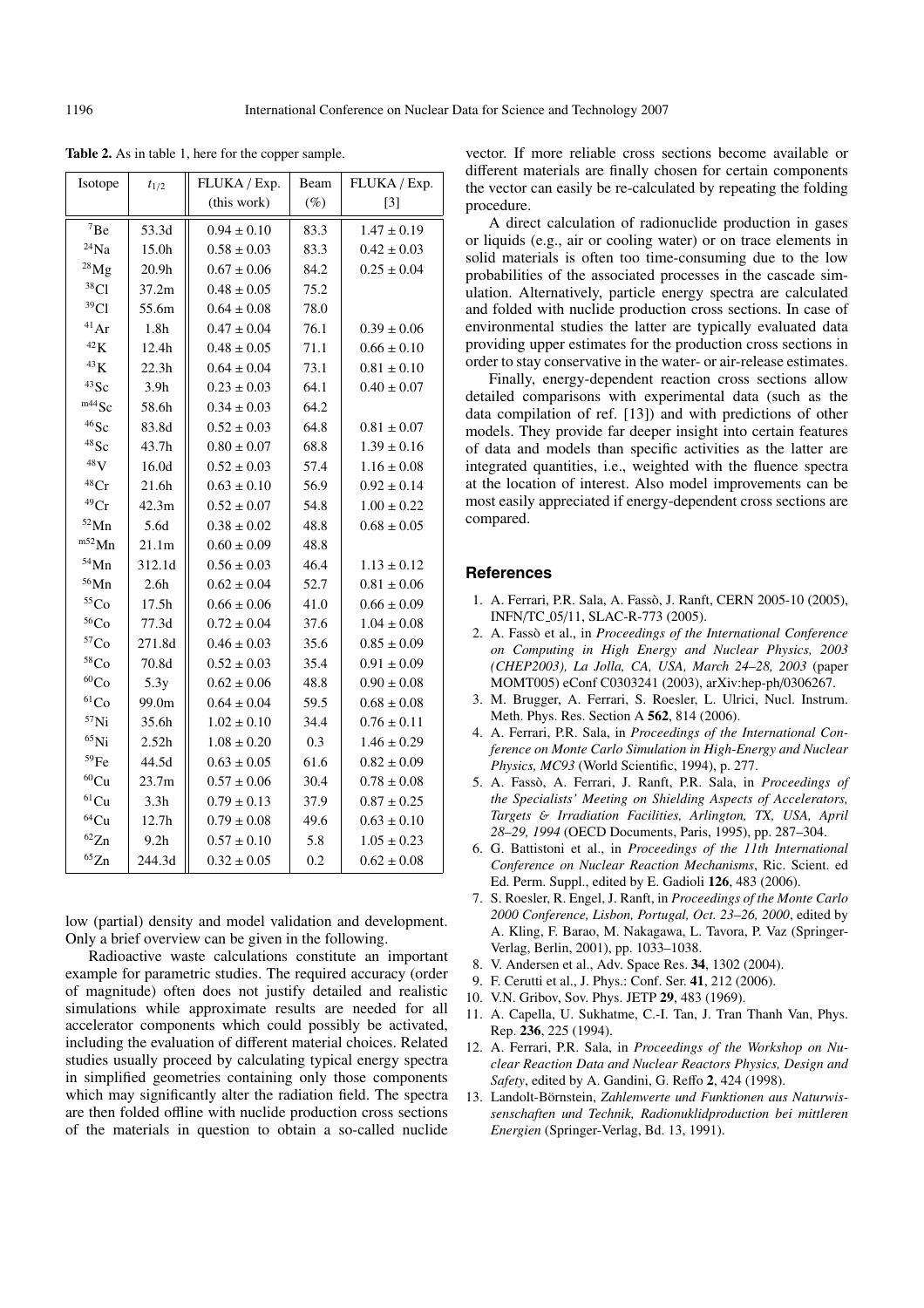**Table 2.** As in table 1, here for the copper sample.

| Isotope | $t_{1/2}$ | FLUKA / Exp. (this work) | Beam (%) | FLUKA / Exp. [3] |
|---|---|---|---|---|
| $^{7}$Be | 53.3d | 0.94 ± 0.10 | 83.3 | 1.47 ± 0.19 |
| $^{24}$Na | 15.0h | 0.58 ± 0.03 | 83.3 | 0.42 ± 0.03 |
| $^{28}$Mg | 20.9h | 0.67 ± 0.06 | 84.2 | 0.25 ± 0.04 |
| $^{38}$Cl | 37.2m | 0.48 ± 0.05 | 75.2 | |
| $^{39}$Cl | 55.6m | 0.64 ± 0.08 | 78.0 | |
| $^{41}$Ar | 1.8h | 0.47 ± 0.04 | 76.1 | 0.39 ± 0.06 |
| $^{42}$K | 12.4h | 0.48 ± 0.05 | 71.1 | 0.66 ± 0.10 |
| $^{43}$K | 22.3h | 0.64 ± 0.04 | 73.1 | 0.81 ± 0.10 |
| $^{43}$Sc | 3.9h | 0.23 ± 0.03 | 64.1 | 0.40 ± 0.07 |
| $^{m44}$Sc | 58.6h | 0.34 ± 0.03 | 64.2 | |
| $^{46}$Sc | 83.8d | 0.52 ± 0.03 | 64.8 | 0.81 ± 0.07 |
| $^{48}$Sc | 43.7h | 0.80 ± 0.07 | 68.8 | 1.39 ± 0.16 |
| $^{48}$V | 16.0d | 0.52 ± 0.03 | 57.4 | 1.16 ± 0.08 |
| $^{48}$Cr | 21.6h | 0.63 ± 0.10 | 56.9 | 0.92 ± 0.14 |
| $^{49}$Cr | 42.3m | 0.52 ± 0.07 | 54.8 | 1.00 ± 0.22 |
| $^{52}$Mn | 5.6d | 0.38 ± 0.02 | 48.8 | 0.68 ± 0.05 |
| $^{m52}$Mn | 21.1m | 0.60 ± 0.09 | 48.8 | |
| $^{54}$Mn | 312.1d | 0.56 ± 0.03 | 46.4 | 1.13 ± 0.12 |
| $^{56}$Mn | 2.6h | 0.62 ± 0.04 | 52.7 | 0.81 ± 0.06 |
| $^{55}$Co | 17.5h | 0.66 ± 0.06 | 41.0 | 0.66 ± 0.09 |
| $^{56}$Co | 77.3d | 0.72 ± 0.04 | 37.6 | 1.04 ± 0.08 |
| $^{57}$Co | 271.8d | 0.46 ± 0.03 | 35.6 | 0.85 ± 0.09 |
| $^{58}$Co | 70.8d | 0.52 ± 0.03 | 35.4 | 0.91 ± 0.09 |
| $^{60}$Co | 5.3y | 0.62 ± 0.06 | 48.8 | 0.90 ± 0.08 |
| $^{61}$Co | 99.0m | 0.64 ± 0.04 | 59.5 | 0.68 ± 0.08 |
| $^{57}$Ni | 35.6h | 1.02 ± 0.10 | 34.4 | 0.76 ± 0.11 |
| $^{65}$Ni | 2.52h | 1.08 ± 0.20 | 0.3 | 1.46 ± 0.29 |
| $^{59}$Fe | 44.5d | 0.63 ± 0.05 | 61.6 | 0.82 ± 0.09 |
| $^{60}$Cu | 23.7m | 0.57 ± 0.06 | 30.4 | 0.78 ± 0.08 |
| $^{61}$Cu | 3.3h | 0.79 ± 0.13 | 37.9 | 0.87 ± 0.25 |
| $^{64}$Cu | 12.7h | 0.79 ± 0.08 | 49.6 | 0.63 ± 0.10 |
| $^{62}$Zn | 9.2h | 0.57 ± 0.10 | 5.8 | 1.05 ± 0.23 |
| $^{65}$Zn | 244.3d | 0.32 ± 0.05 | 0.2 | 0.62 ± 0.08 |

low (partial) density and model validation and development. Only a brief overview can be given in the following.

Radioactive waste calculations constitute an important example for parametric studies. The required accuracy (order of magnitude) often does not justify detailed and realistic simulations while approximate results are needed for all accelerator components which could possibly be activated, including the evaluation of different material choices. Related studies usually proceed by calculating typical energy spectra in simplified geometries containing only those components which may significantly alter the radiation field. The spectra are then folded offline with nuclide production cross sections of the materials in question to obtain a so-called nuclide vector. If more reliable cross sections become available or different materials are finally chosen for certain components the vector can easily be re-calculated by repeating the folding procedure.

A direct calculation of radionuclide production in gases or liquids (e.g., air or cooling water) or on trace elements in solid materials is often too time-consuming due to the low probabilities of the associated processes in the cascade simulation. Alternatively, particle energy spectra are calculated and folded with nuclide production cross sections. In case of environmental studies the latter are typically evaluated data providing upper estimates for the production cross sections in order to stay conservative in the water- or air-release estimates.

Finally, energy-dependent reaction cross sections allow detailed comparisons with experimental data (such as the data compilation of ref. [13]) and with predictions of other models. They provide far deeper insight into certain features of data and models than specific activities as the latter are integrated quantities, i.e., weighted with the fluence spectra at the location of interest. Also model improvements can be most easily appreciated if energy-dependent cross sections are compared.

## References

1. A. Ferrari, P.R. Sala, A. Fassò, J. Ranft, CERN 2005-10 (2005), INFN/TC_05/11, SLAC-R-773 (2005).
2. A. Fassò et al., in *Proceedings of the International Conference on Computing in High Energy and Nuclear Physics, 2003 (CHEP2003), La Jolla, CA, USA, March 24–28, 2003* (paper MOMT005) eConf C0303241 (2003), arXiv:hep-ph/0306267.
3. M. Brugger, A. Ferrari, S. Roesler, L. Ulrici, Nucl. Instrum. Meth. Phys. Res. Section A **562**, 814 (2006).
4. A. Ferrari, P.R. Sala, in *Proceedings of the International Conference on Monte Carlo Simulation in High-Energy and Nuclear Physics, MC93* (World Scientific, 1994), p. 277.
5. A. Fassò, A. Ferrari, J. Ranft, P.R. Sala, in *Proceedings of the Specialists' Meeting on Shielding Aspects of Accelerators, Targets & Irradiation Facilities, Arlington, TX, USA, April 28–29, 1994* (OECD Documents, Paris, 1995), pp. 287–304.
6. G. Battistoni et al., in *Proceedings of the 11th International Conference on Nuclear Reaction Mechanisms*, Ric. Scient. ed Ed. Perm. Suppl., edited by E. Gadioli **126**, 483 (2006).
7. S. Roesler, R. Engel, J. Ranft, in *Proceedings of the Monte Carlo 2000 Conference, Lisbon, Portugal, Oct. 23–26, 2000*, edited by A. Kling, F. Barao, M. Nakagawa, L. Tavora, P. Vaz (Springer-Verlag, Berlin, 2001), pp. 1033–1038.
8. V. Andersen et al., Adv. Space Res. **34**, 1302 (2004).
9. F. Cerutti et al., J. Phys.: Conf. Ser. **41**, 212 (2006).
10. V.N. Gribov, Sov. Phys. JETP **29**, 483 (1969).
11. A. Capella, U. Sukhatme, C.-I. Tan, J. Tran Thanh Van, Phys. Rep. **236**, 225 (1994).
12. A. Ferrari, P.R. Sala, in *Proceedings of the Workshop on Nuclear Reaction Data and Nuclear Reactors Physics, Design and Safety*, edited by A. Gandini, G. Reffo **2**, 424 (1998).
13. Landolt-Börnstein, *Zahlenwerte und Funktionen aus Naturwissenschaften und Technik, Radionuklidproduction bei mittleren Energien* (Springer-Verlag, Bd. 13, 1991).